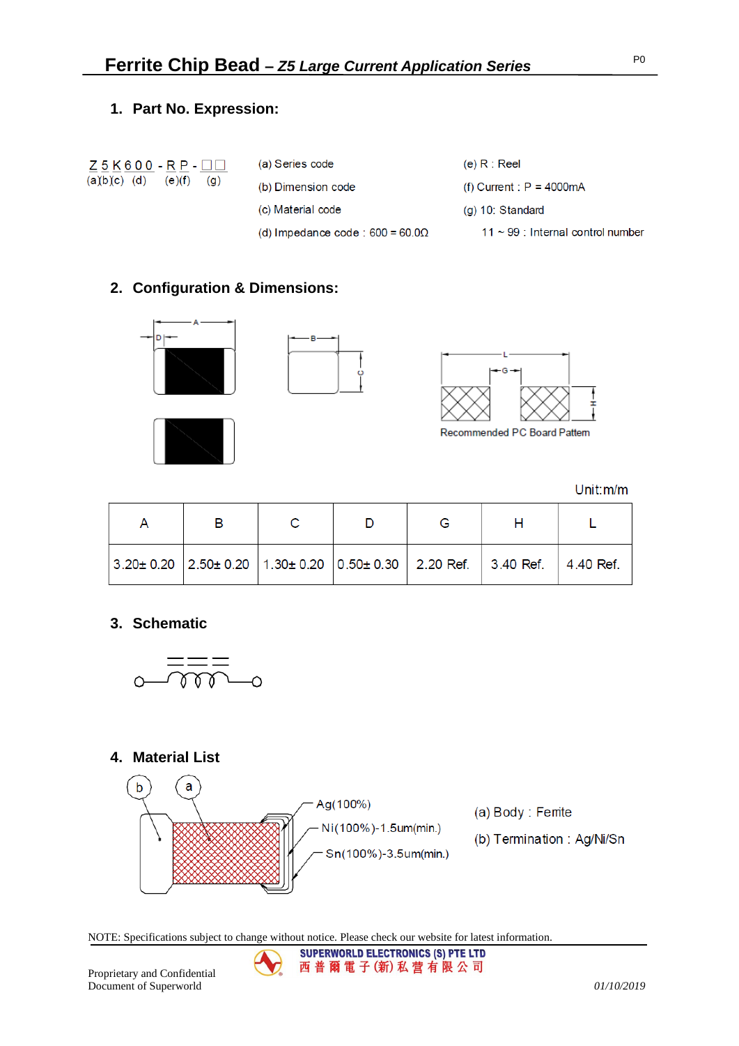# Ferrite Chip Bead – *Z5 Large Current Application Series*

## 1. Part No. Expression:

Z 5 K 6 0 0 - R P - □□
(a)(b)(c) (d) (e)(f) (g)

(a) Series code
(b) Dimension code
(c) Material code
(d) Impedance code : 600 = 60.0Ω
(e) R : Reel
(f) Current : P = 4000mA
(g) 10: Standard
11 ~ 99 : Internal control number

## 2. Configuration & Dimensions:

A
D
B
C
L
G
H
Recommended PC Board Pattern

Unit:m/m

| A | B | C | D | G | H | L |
|---|---|---|---|---|---|---|
| 3.20± 0.20 | 2.50± 0.20 | 1.30± 0.20 | 0.50± 0.30 | 2.20 Ref. | 3.40 Ref. | 4.40 Ref. |

## 3. Schematic

## 4. Material List

b
a
Ag(100%)
Ni(100%)-1.5um(min.)
Sn(100%)-3.5um(min.)

(a) Body : Ferrite
(b) Termination : Ag/Ni/Sn

NOTE: Specifications subject to change without notice. Please check our website for latest information.

Proprietary and Confidential
Document of Superworld

SUPERWORLD ELECTRONICS (S) PTE LTD
西普爾電子(新)私营有限公司

01/10/2019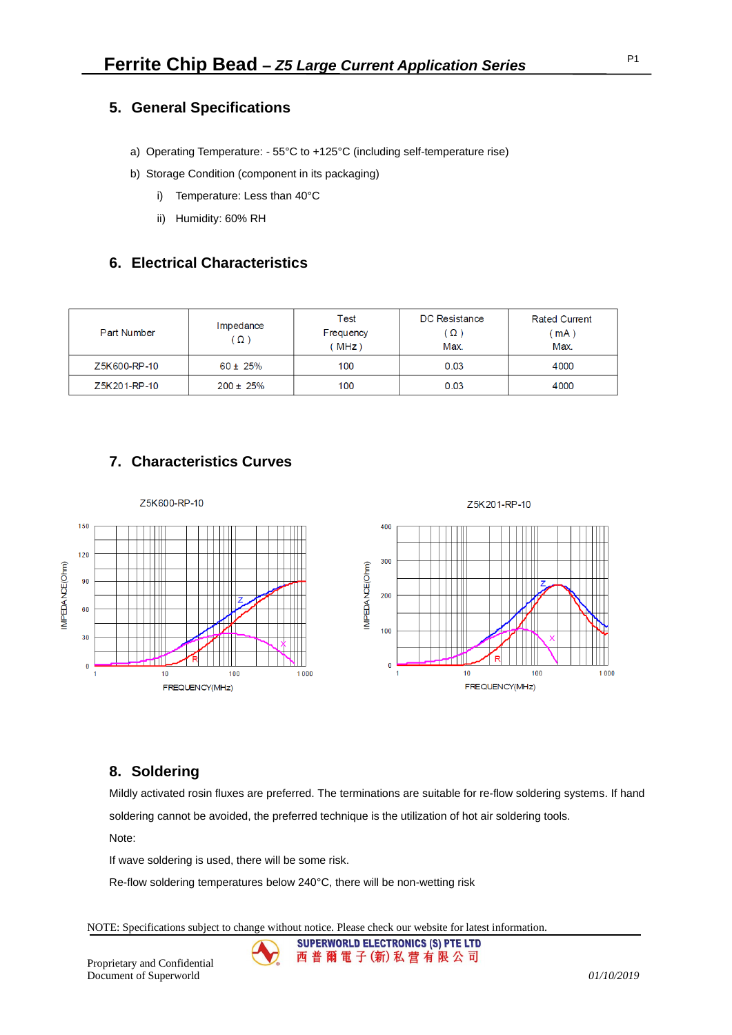## 5. General Specifications

a) Operating Temperature: - 55°C to +125°C (including self-temperature rise)

b) Storage Condition (component in its packaging)

i) Temperature: Less than 40°C

ii) Humidity: 60% RH

## 6. Electrical Characteristics

| Part Number | Impedance ( Ω ) | Test Frequency ( MHz ) | DC Resistance ( Ω ) Max. | Rated Current ( mA ) Max. |
|---|---|---|---|---|
| Z5K600-RP-10 | 60 ± 25% | 100 | 0.03 | 4000 |
| Z5K201-RP-10 | 200 ± 25% | 100 | 0.03 | 4000 |

## 7. Characteristics Curves

Z5K600-RP-10

IMPEDANCE(Ohm)

150
120
90
60
30
0

Z
X
R

1
10
100
1 000

FREQUENCY(MHz)

Z5K201-RP-10

IMPEDANCE(Ohm)

400
300
200
100
0

Z
X
R

1
10
100
1 000

FREQUENCY(MHz)

## 8. Soldering

Mildly activated rosin fluxes are preferred. The terminations are suitable for re-flow soldering systems. If hand soldering cannot be avoided, the preferred technique is the utilization of hot air soldering tools.

Note:

If wave soldering is used, there will be some risk.

Re-flow soldering temperatures below 240°C, there will be non-wetting risk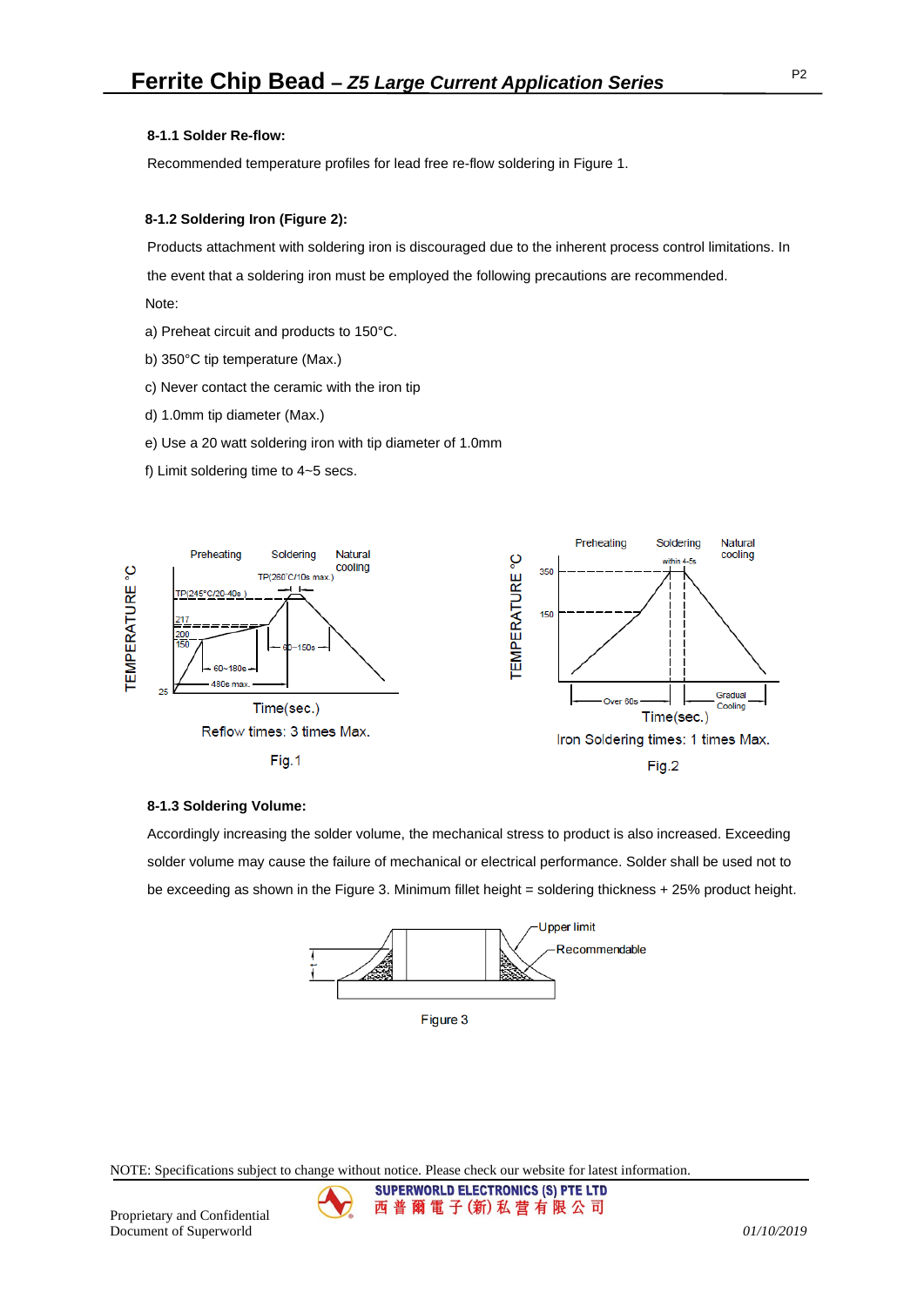#### 8-1.1 Solder Re-flow:

Recommended temperature profiles for lead free re-flow soldering in Figure 1.

#### 8-1.2 Soldering Iron (Figure 2):

Products attachment with soldering iron is discouraged due to the inherent process control limitations. In the event that a soldering iron must be employed the following precautions are recommended.

Note:

a) Preheat circuit and products to 150°C.

b) 350°C tip temperature (Max.)

c) Never contact the ceramic with the iron tip

d) 1.0mm tip diameter (Max.)

e) Use a 20 watt soldering iron with tip diameter of 1.0mm

f) Limit soldering time to 4~5 secs.

Preheating
Soldering
Natural cooling
TEMPERATURE °C
TP(260°C/10s max.)
TP(245°C/20-40s )
217
200
150
25
60~180s
60~150s
480s max.
Time(sec.)

Reflow times: 3 times Max.

Fig.1

Preheating
Soldering
Natural cooling
within 4-5s
TEMPERATURE °C
350
150
Over 60s
Gradual Cooling
Time(sec.)

Iron Soldering times: 1 times Max.

Fig.2

#### 8-1.3 Soldering Volume:

Accordingly increasing the solder volume, the mechanical stress to product is also increased. Exceeding solder volume may cause the failure of mechanical or electrical performance. Solder shall be used not to be exceeding as shown in the Figure 3. Minimum fillet height = soldering thickness + 25% product height.

Upper limit
Recommendable
t

Figure 3

NOTE: Specifications subject to change without notice. Please check our website for latest information.

SUPERWORLD ELECTRONICS (S) PTE LTD
西普爾電子(新)私營有限公司

Proprietary and Confidential
Document of Superworld

*01/10/2019*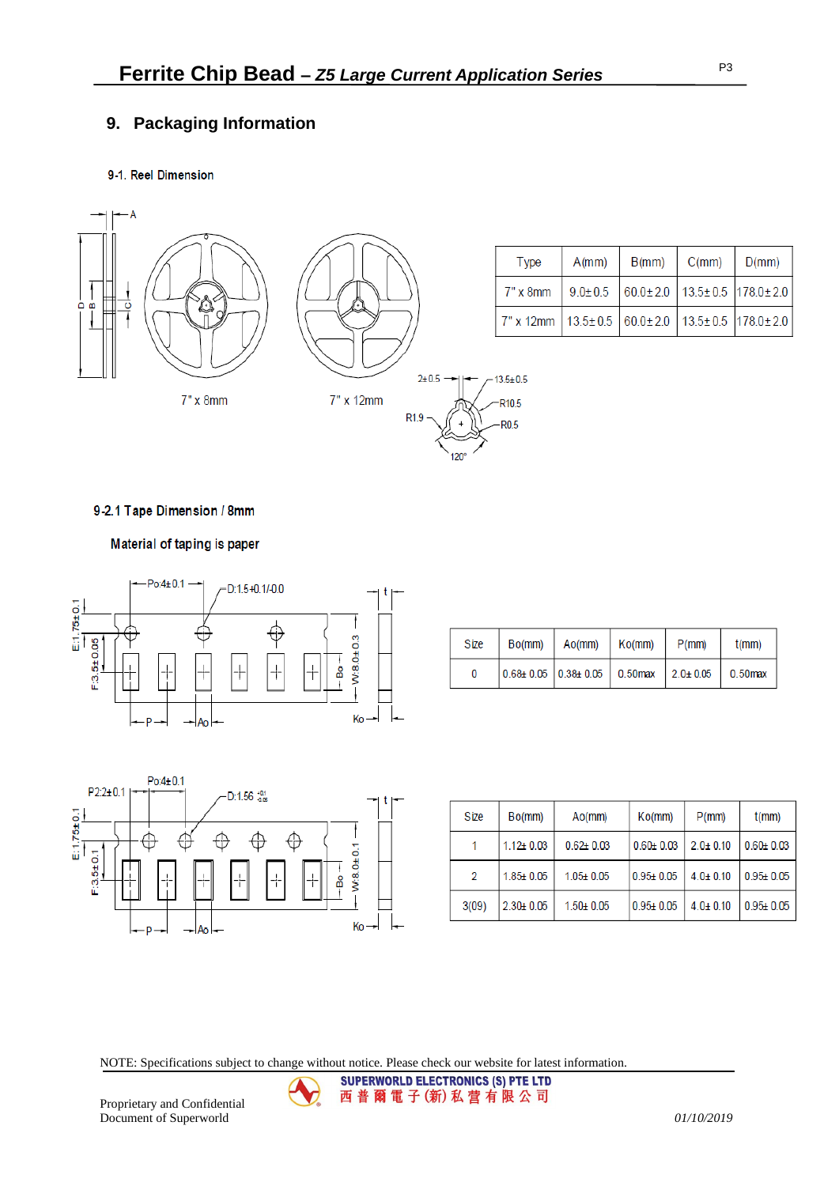## 9. Packaging Information

### 9-1. Reel Dimension

A

D B C

7" x 8mm

7" x 12mm

2±0.5

13.5±0.5

R10.5

R1.9

R0.5

120°

| Type | A(mm) | B(mm) | C(mm) | D(mm) |
|---|---|---|---|---|
| 7" x 8mm | 9.0± 0.5 | 60.0± 2.0 | 13.5± 0.5 | 178.0± 2.0 |
| 7" x 12mm | 13.5± 0.5 | 60.0± 2.0 | 13.5± 0.5 | 178.0± 2.0 |

### 9-2.1 Tape Dimension / 8mm

Material of taping is paper

Po:4±0.1

D:1.5+0.1/-0.0

t

E:1.75±0.1

F:3.5±0.05

W:8.0±0.3

Bo

P

Ao

Ko

| Size | Bo(mm) | Ao(mm) | Ko(mm) | P(mm) | t(mm) |
|---|---|---|---|---|---|
| 0 | 0.68± 0.05 | 0.38± 0.05 | 0.50max | 2.0± 0.05 | 0.50max |

P2:2±0.1

Po:4±0.1

D:1.56 +0.1/-0.05

t

E:1.75±0.1

F:3.5±0.1

W:8.0±0.1

Bo

P

Ao

Ko

| Size | Bo(mm) | Ao(mm) | Ko(mm) | P(mm) | t(mm) |
|---|---|---|---|---|---|
| 1 | 1.12± 0.03 | 0.62± 0.03 | 0.60± 0.03 | 2.0± 0.10 | 0.60± 0.03 |
| 2 | 1.85± 0.05 | 1.05± 0.05 | 0.95± 0.05 | 4.0± 0.10 | 0.95± 0.05 |
| 3(09) | 2.30± 0.05 | 1.50± 0.05 | 0.95± 0.05 | 4.0± 0.10 | 0.95± 0.05 |

NOTE: Specifications subject to change without notice. Please check our website for latest information.

Proprietary and Confidential
Document of Superworld

SUPERWORLD ELECTRONICS (S) PTE LTD
西普爾電子(新)私營有限公司

01/10/2019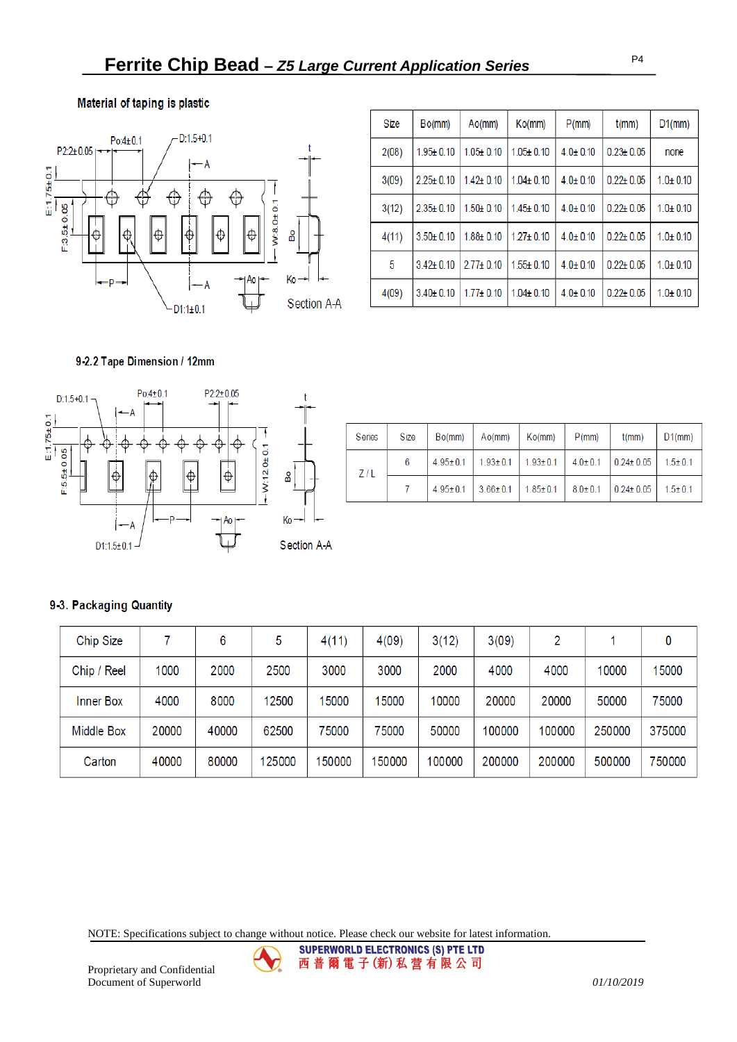Material of taping is plastic

| Size | Bo(mm) | Ao(mm) | Ko(mm) | P(mm) | t(mm) | D1(mm) |
|---|---|---|---|---|---|---|
| 2(08) | 1.95± 0.10 | 1.05± 0.10 | 1.05± 0.10 | 4.0± 0.10 | 0.23± 0.05 | none |
| 3(09) | 2.25± 0.10 | 1.42± 0.10 | 1.04± 0.10 | 4.0± 0.10 | 0.22± 0.05 | 1.0± 0.10 |
| 3(12) | 2.35± 0.10 | 1.50± 0.10 | 1.45± 0.10 | 4.0± 0.10 | 0.22± 0.05 | 1.0± 0.10 |
| 4(11) | 3.50± 0.10 | 1.88± 0.10 | 1.27± 0.10 | 4.0± 0.10 | 0.22± 0.05 | 1.0± 0.10 |
| 5 | 3.42± 0.10 | 2.77± 0.10 | 1.55± 0.10 | 4.0± 0.10 | 0.22± 0.05 | 1.0± 0.10 |
| 4(09) | 3.40± 0.10 | 1.77± 0.10 | 1.04± 0.10 | 4.0± 0.10 | 0.22± 0.05 | 1.0± 0.10 |

### 9-2.2 Tape Dimension / 12mm

| Series | Size | Bo(mm) | Ao(mm) | Ko(mm) | P(mm) | t(mm) | D1(mm) |
|---|---|---|---|---|---|---|---|
| Z / L | 6 | 4.95±0.1 | 1.93±0.1 | 1.93±0.1 | 4.0±0.1 | 0.24± 0.05 | 1.5±0.1 |
| | 7 | 4.95±0.1 | 3.66±0.1 | 1.85±0.1 | 8.0±0.1 | 0.24± 0.05 | 1.5±0.1 |

### 9-3. Packaging Quantity

| Chip Size | 7 | 6 | 5 | 4(11) | 4(09) | 3(12) | 3(09) | 2 | 1 | 0 |
|---|---|---|---|---|---|---|---|---|---|---|
| Chip / Reel | 1000 | 2000 | 2500 | 3000 | 3000 | 2000 | 4000 | 4000 | 10000 | 15000 |
| Inner Box | 4000 | 8000 | 12500 | 15000 | 15000 | 10000 | 20000 | 20000 | 50000 | 75000 |
| Middle Box | 20000 | 40000 | 62500 | 75000 | 75000 | 50000 | 100000 | 100000 | 250000 | 375000 |
| Carton | 40000 | 80000 | 125000 | 150000 | 150000 | 100000 | 200000 | 200000 | 500000 | 750000 |

NOTE: Specifications subject to change without notice. Please check our website for latest information.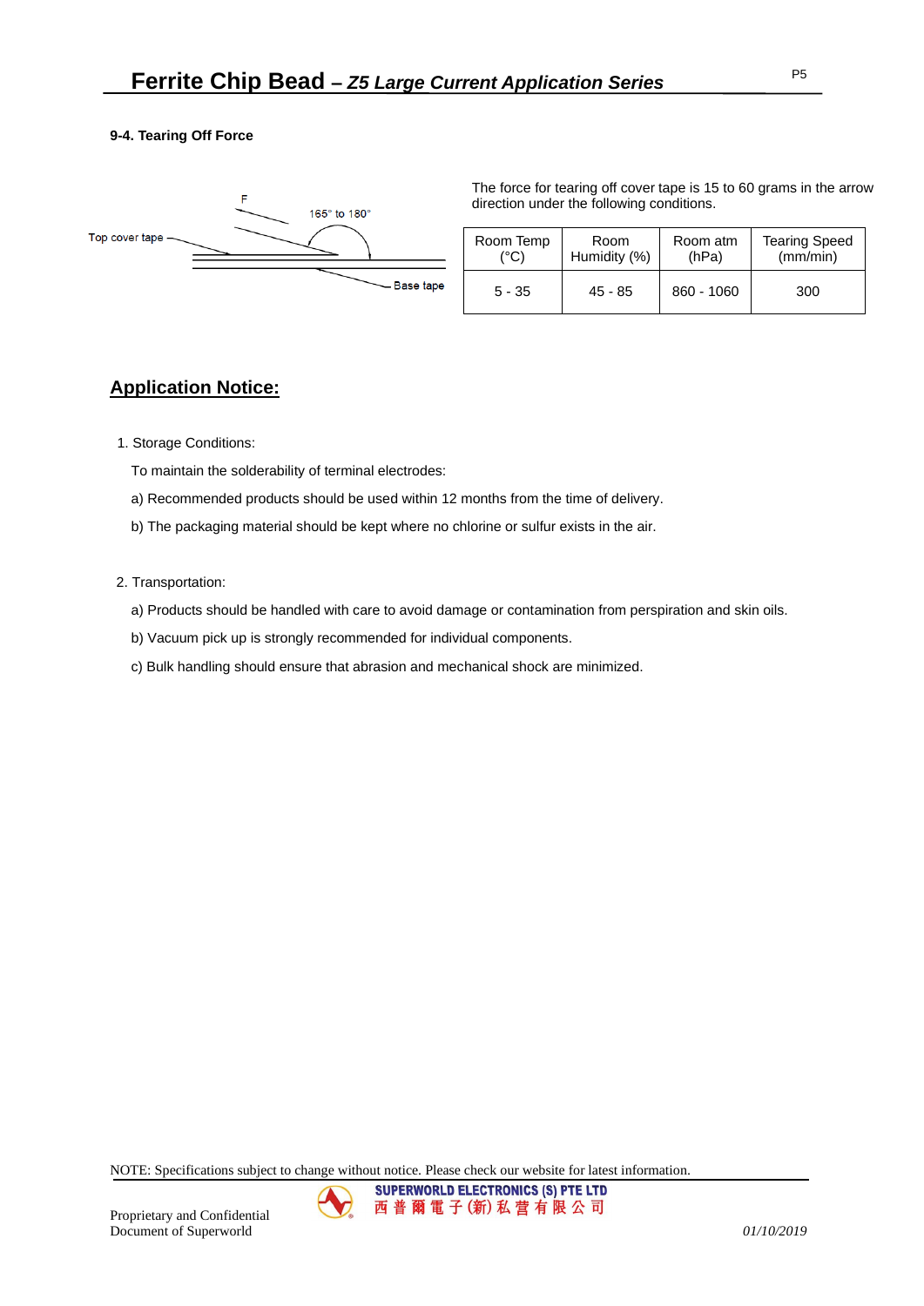### 9-4. Tearing Off Force

F

165° to 180°

Top cover tape

Base tape

The force for tearing off cover tape is 15 to 60 grams in the arrow direction under the following conditions.

| Room Temp (°C) | Room Humidity (%) | Room atm (hPa) | Tearing Speed (mm/min) |
|---|---|---|---|
| 5 - 35 | 45 - 85 | 860 - 1060 | 300 |

## Application Notice:

1. Storage Conditions:

   To maintain the solderability of terminal electrodes:

   a) Recommended products should be used within 12 months from the time of delivery.

   b) The packaging material should be kept where no chlorine or sulfur exists in the air.

2. Transportation:

   a) Products should be handled with care to avoid damage or contamination from perspiration and skin oils.

   b) Vacuum pick up is strongly recommended for individual components.

   c) Bulk handling should ensure that abrasion and mechanical shock are minimized.

NOTE: Specifications subject to change without notice. Please check our website for latest information.